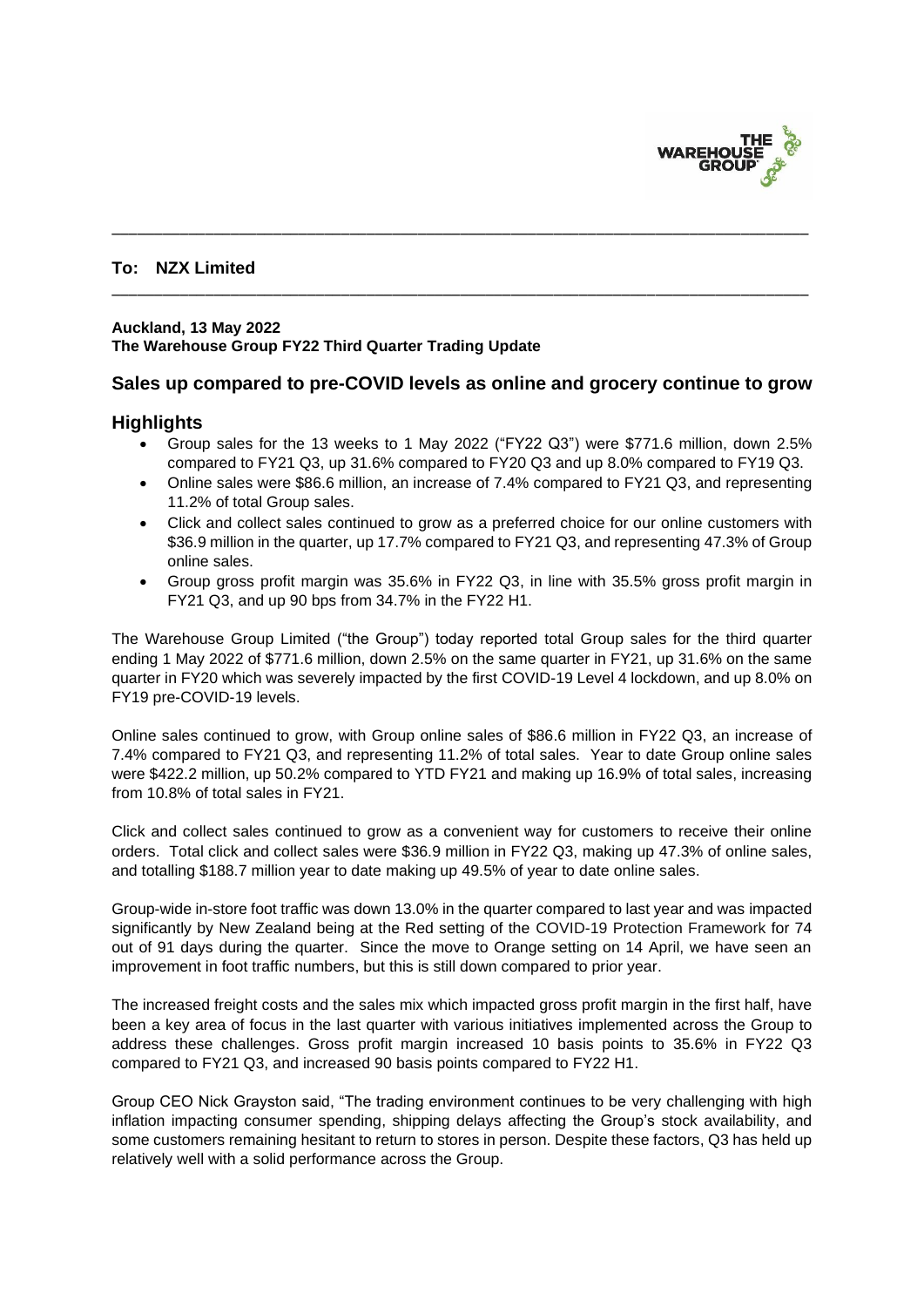**To: NZX Limited**

**Auckland, 13 May 2022**
**The Warehouse Group FY22 Third Quarter Trading Update**

## Sales up compared to pre-COVID levels as online and grocery continue to grow

## Highlights

- Group sales for the 13 weeks to 1 May 2022 ("FY22 Q3") were $771.6 million, down 2.5% compared to FY21 Q3, up 31.6% compared to FY20 Q3 and up 8.0% compared to FY19 Q3.
- Online sales were $86.6 million, an increase of 7.4% compared to FY21 Q3, and representing 11.2% of total Group sales.
- Click and collect sales continued to grow as a preferred choice for our online customers with $36.9 million in the quarter, up 17.7% compared to FY21 Q3, and representing 47.3% of Group online sales.
- Group gross profit margin was 35.6% in FY22 Q3, in line with 35.5% gross profit margin in FY21 Q3, and up 90 bps from 34.7% in the FY22 H1.

The Warehouse Group Limited ("the Group") today reported total Group sales for the third quarter ending 1 May 2022 of $771.6 million, down 2.5% on the same quarter in FY21, up 31.6% on the same quarter in FY20 which was severely impacted by the first COVID-19 Level 4 lockdown, and up 8.0% on FY19 pre-COVID-19 levels.

Online sales continued to grow, with Group online sales of $86.6 million in FY22 Q3, an increase of 7.4% compared to FY21 Q3, and representing 11.2% of total sales. Year to date Group online sales were $422.2 million, up 50.2% compared to YTD FY21 and making up 16.9% of total sales, increasing from 10.8% of total sales in FY21.

Click and collect sales continued to grow as a convenient way for customers to receive their online orders. Total click and collect sales were $36.9 million in FY22 Q3, making up 47.3% of online sales, and totalling $188.7 million year to date making up 49.5% of year to date online sales.

Group-wide in-store foot traffic was down 13.0% in the quarter compared to last year and was impacted significantly by New Zealand being at the Red setting of the COVID-19 Protection Framework for 74 out of 91 days during the quarter. Since the move to Orange setting on 14 April, we have seen an improvement in foot traffic numbers, but this is still down compared to prior year.

The increased freight costs and the sales mix which impacted gross profit margin in the first half, have been a key area of focus in the last quarter with various initiatives implemented across the Group to address these challenges. Gross profit margin increased 10 basis points to 35.6% in FY22 Q3 compared to FY21 Q3, and increased 90 basis points compared to FY22 H1.

Group CEO Nick Grayston said, "The trading environment continues to be very challenging with high inflation impacting consumer spending, shipping delays affecting the Group's stock availability, and some customers remaining hesitant to return to stores in person. Despite these factors, Q3 has held up relatively well with a solid performance across the Group.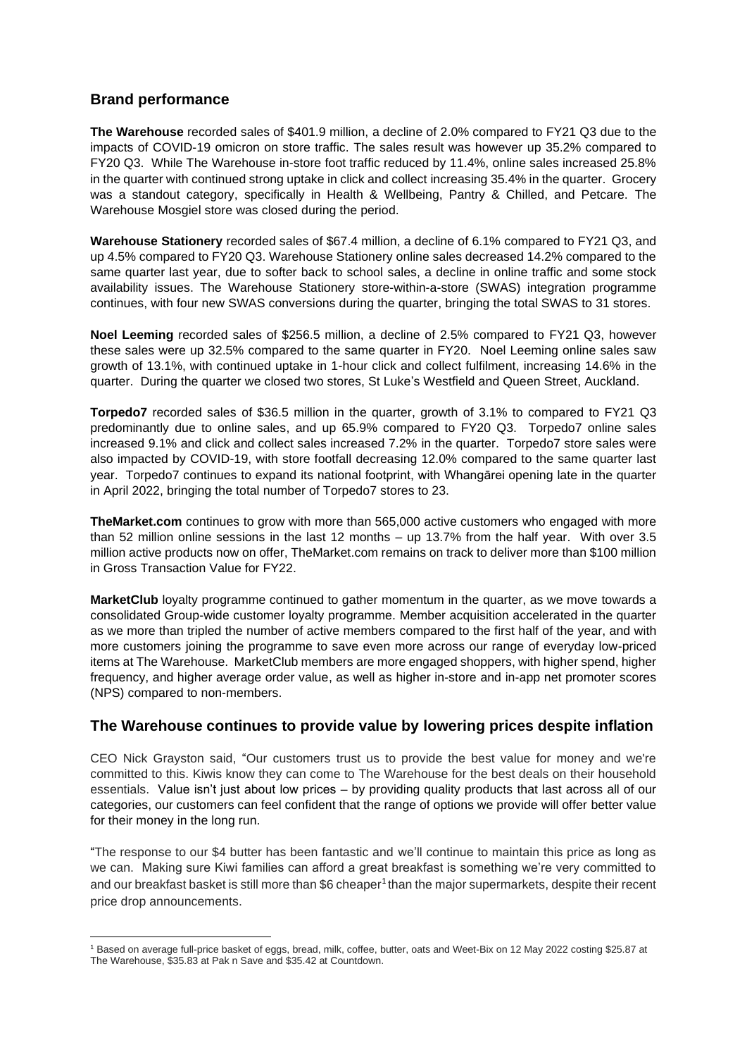## Brand performance

**The Warehouse** recorded sales of $401.9 million, a decline of 2.0% compared to FY21 Q3 due to the impacts of COVID-19 omicron on store traffic. The sales result was however up 35.2% compared to FY20 Q3. While The Warehouse in-store foot traffic reduced by 11.4%, online sales increased 25.8% in the quarter with continued strong uptake in click and collect increasing 35.4% in the quarter. Grocery was a standout category, specifically in Health & Wellbeing, Pantry & Chilled, and Petcare. The Warehouse Mosgiel store was closed during the period.

**Warehouse Stationery** recorded sales of $67.4 million, a decline of 6.1% compared to FY21 Q3, and up 4.5% compared to FY20 Q3. Warehouse Stationery online sales decreased 14.2% compared to the same quarter last year, due to softer back to school sales, a decline in online traffic and some stock availability issues. The Warehouse Stationery store-within-a-store (SWAS) integration programme continues, with four new SWAS conversions during the quarter, bringing the total SWAS to 31 stores.

**Noel Leeming** recorded sales of $256.5 million, a decline of 2.5% compared to FY21 Q3, however these sales were up 32.5% compared to the same quarter in FY20. Noel Leeming online sales saw growth of 13.1%, with continued uptake in 1-hour click and collect fulfilment, increasing 14.6% in the quarter. During the quarter we closed two stores, St Luke's Westfield and Queen Street, Auckland.

**Torpedo7** recorded sales of $36.5 million in the quarter, growth of 3.1% to compared to FY21 Q3 predominantly due to online sales, and up 65.9% compared to FY20 Q3. Torpedo7 online sales increased 9.1% and click and collect sales increased 7.2% in the quarter. Torpedo7 store sales were also impacted by COVID-19, with store footfall decreasing 12.0% compared to the same quarter last year. Torpedo7 continues to expand its national footprint, with Whangārei opening late in the quarter in April 2022, bringing the total number of Torpedo7 stores to 23.

**TheMarket.com** continues to grow with more than 565,000 active customers who engaged with more than 52 million online sessions in the last 12 months – up 13.7% from the half year. With over 3.5 million active products now on offer, TheMarket.com remains on track to deliver more than $100 million in Gross Transaction Value for FY22.

**MarketClub** loyalty programme continued to gather momentum in the quarter, as we move towards a consolidated Group-wide customer loyalty programme. Member acquisition accelerated in the quarter as we more than tripled the number of active members compared to the first half of the year, and with more customers joining the programme to save even more across our range of everyday low-priced items at The Warehouse. MarketClub members are more engaged shoppers, with higher spend, higher frequency, and higher average order value, as well as higher in-store and in-app net promoter scores (NPS) compared to non-members.

## The Warehouse continues to provide value by lowering prices despite inflation

CEO Nick Grayston said, "Our customers trust us to provide the best value for money and we're committed to this. Kiwis know they can come to The Warehouse for the best deals on their household essentials. Value isn't just about low prices – by providing quality products that last across all of our categories, our customers can feel confident that the range of options we provide will offer better value for their money in the long run.

"The response to our $4 butter has been fantastic and we'll continue to maintain this price as long as we can. Making sure Kiwi families can afford a great breakfast is something we're very committed to and our breakfast basket is still more than $6 cheaper[1] than the major supermarkets, despite their recent price drop announcements.

[1] Based on average full-price basket of eggs, bread, milk, coffee, butter, oats and Weet-Bix on 12 May 2022 costing $25.87 at The Warehouse, $35.83 at Pak n Save and $35.42 at Countdown.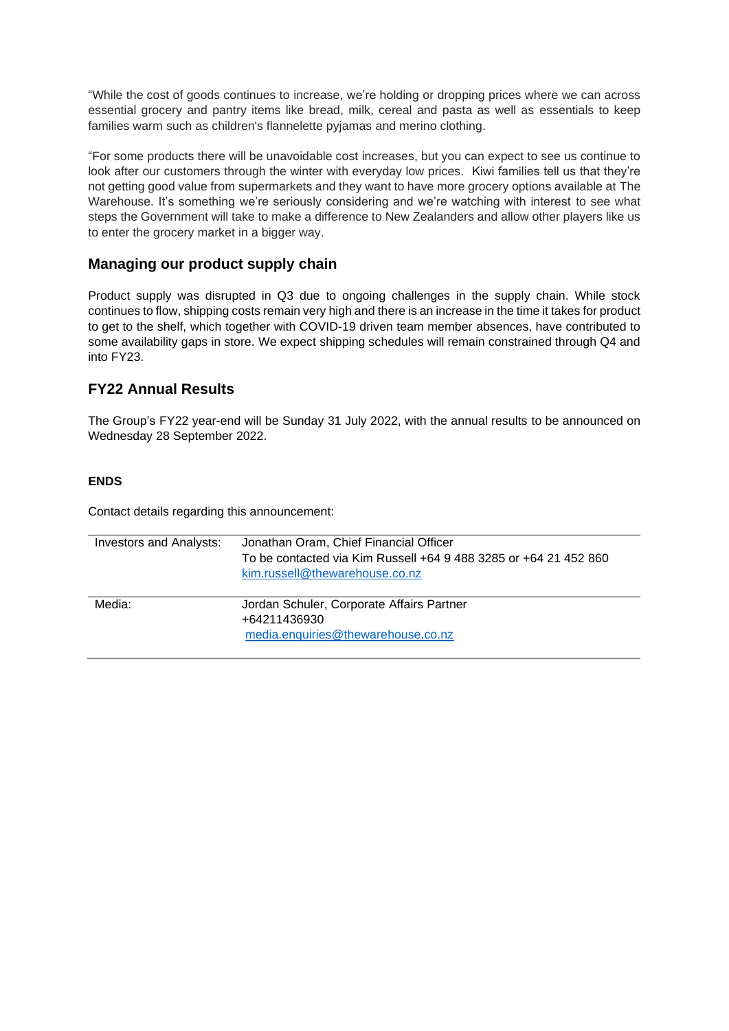"While the cost of goods continues to increase, we're holding or dropping prices where we can across essential grocery and pantry items like bread, milk, cereal and pasta as well as essentials to keep families warm such as children's flannelette pyjamas and merino clothing.

"For some products there will be unavoidable cost increases, but you can expect to see us continue to look after our customers through the winter with everyday low prices. Kiwi families tell us that they're not getting good value from supermarkets and they want to have more grocery options available at The Warehouse. It's something we're seriously considering and we're watching with interest to see what steps the Government will take to make a difference to New Zealanders and allow other players like us to enter the grocery market in a bigger way.

## Managing our product supply chain

Product supply was disrupted in Q3 due to ongoing challenges in the supply chain. While stock continues to flow, shipping costs remain very high and there is an increase in the time it takes for product to get to the shelf, which together with COVID-19 driven team member absences, have contributed to some availability gaps in store. We expect shipping schedules will remain constrained through Q4 and into FY23.

## FY22 Annual Results

The Group's FY22 year-end will be Sunday 31 July 2022, with the annual results to be announced on Wednesday 28 September 2022.

**ENDS**

Contact details regarding this announcement:

| | |
|---|---|
| Investors and Analysts: | Jonathan Oram, Chief Financial Officer<br>To be contacted via Kim Russell +64 9 488 3285 or +64 21 452 860<br>kim.russell@thewarehouse.co.nz |
| Media: | Jordan Schuler, Corporate Affairs Partner<br>+64211436930<br>media.enquiries@thewarehouse.co.nz |